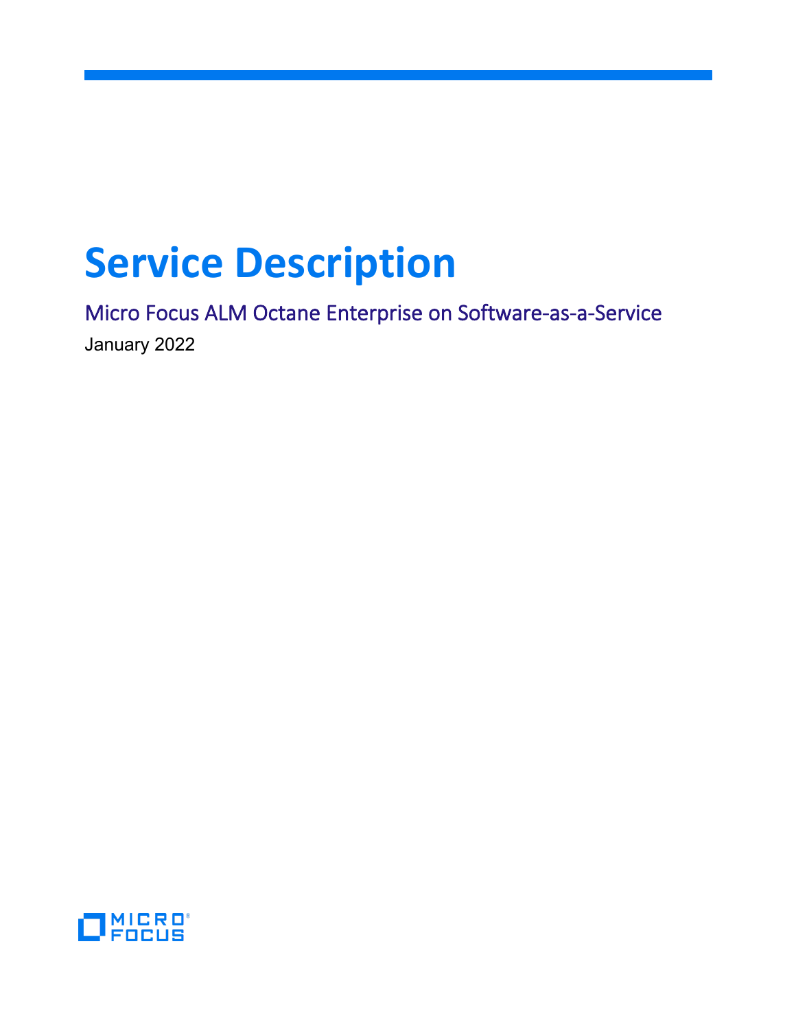# Service Description

## Micro Focus ALM Octane Enterprise on Software-as-a-Service

January 2022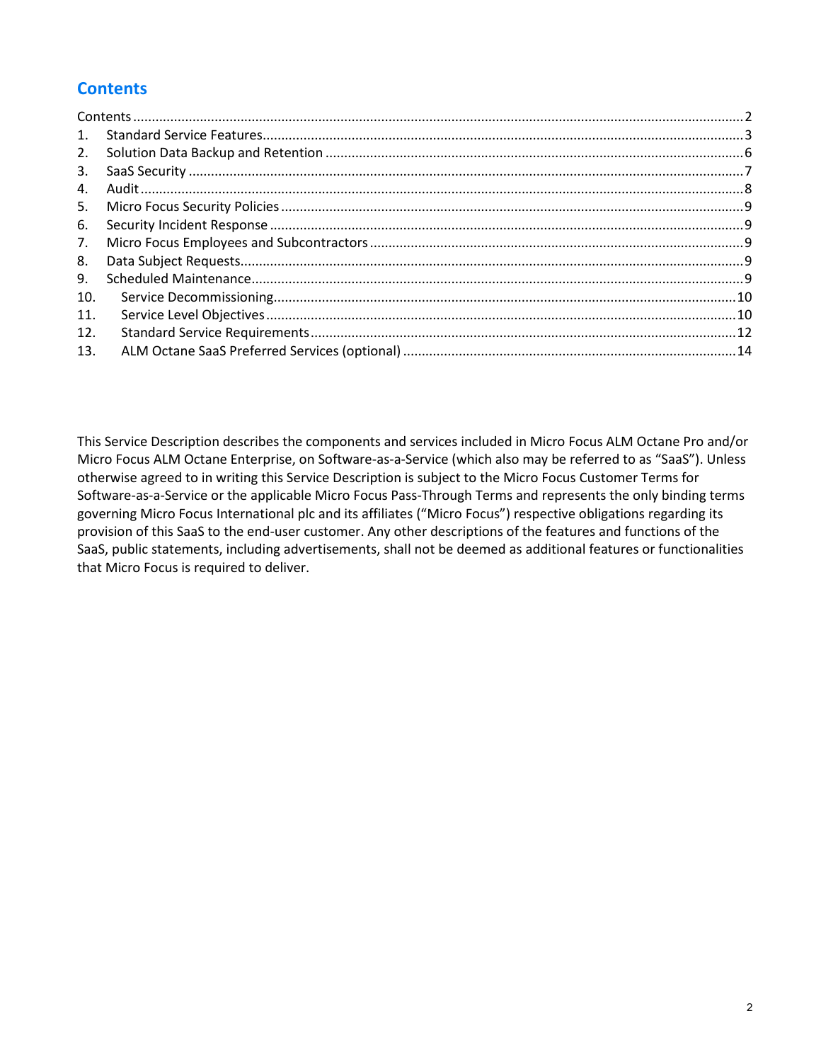## Contents

Contents ..... 2
1. Standard Service Features ..... 3
2. Solution Data Backup and Retention ..... 6
3. SaaS Security ..... 7
4. Audit ..... 8
5. Micro Focus Security Policies ..... 9
6. Security Incident Response ..... 9
7. Micro Focus Employees and Subcontractors ..... 9
8. Data Subject Requests ..... 9
9. Scheduled Maintenance ..... 9
10. Service Decommissioning ..... 10
11. Service Level Objectives ..... 10
12. Standard Service Requirements ..... 12
13. ALM Octane SaaS Preferred Services (optional) ..... 14

This Service Description describes the components and services included in Micro Focus ALM Octane Pro and/or Micro Focus ALM Octane Enterprise, on Software-as-a-Service (which also may be referred to as "SaaS"). Unless otherwise agreed to in writing this Service Description is subject to the Micro Focus Customer Terms for Software-as-a-Service or the applicable Micro Focus Pass-Through Terms and represents the only binding terms governing Micro Focus International plc and its affiliates ("Micro Focus") respective obligations regarding its provision of this SaaS to the end-user customer. Any other descriptions of the features and functions of the SaaS, public statements, including advertisements, shall not be deemed as additional features or functionalities that Micro Focus is required to deliver.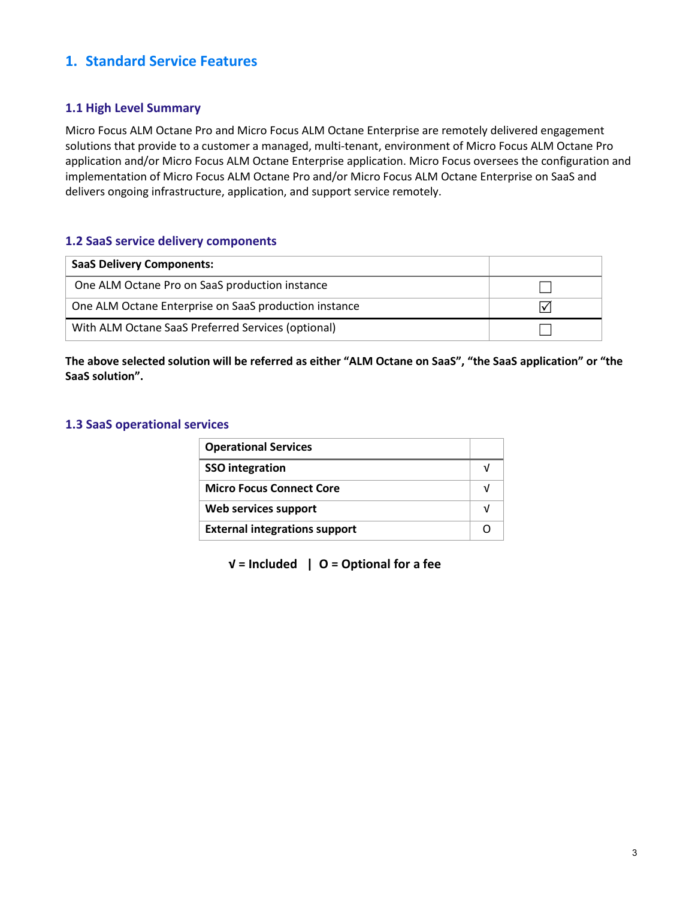# 1. Standard Service Features

## 1.1 High Level Summary

Micro Focus ALM Octane Pro and Micro Focus ALM Octane Enterprise are remotely delivered engagement solutions that provide to a customer a managed, multi-tenant, environment of Micro Focus ALM Octane Pro application and/or Micro Focus ALM Octane Enterprise application. Micro Focus oversees the configuration and implementation of Micro Focus ALM Octane Pro and/or Micro Focus ALM Octane Enterprise on SaaS and delivers ongoing infrastructure, application, and support service remotely.

## 1.2 SaaS service delivery components

| **SaaS Delivery Components:** | |
|---|---|
| One ALM Octane Pro on SaaS production instance | ☐ |
| One ALM Octane Enterprise on SaaS production instance | ☑ |
| With ALM Octane SaaS Preferred Services (optional) | ☐ |

**The above selected solution will be referred as either "ALM Octane on SaaS", "the SaaS application" or "the SaaS solution".**

## 1.3 SaaS operational services

| **Operational Services** | |
|---|---|
| **SSO integration** | √ |
| **Micro Focus Connect Core** | √ |
| **Web services support** | √ |
| **External integrations support** | O |

**√ = Included | O = Optional for a fee**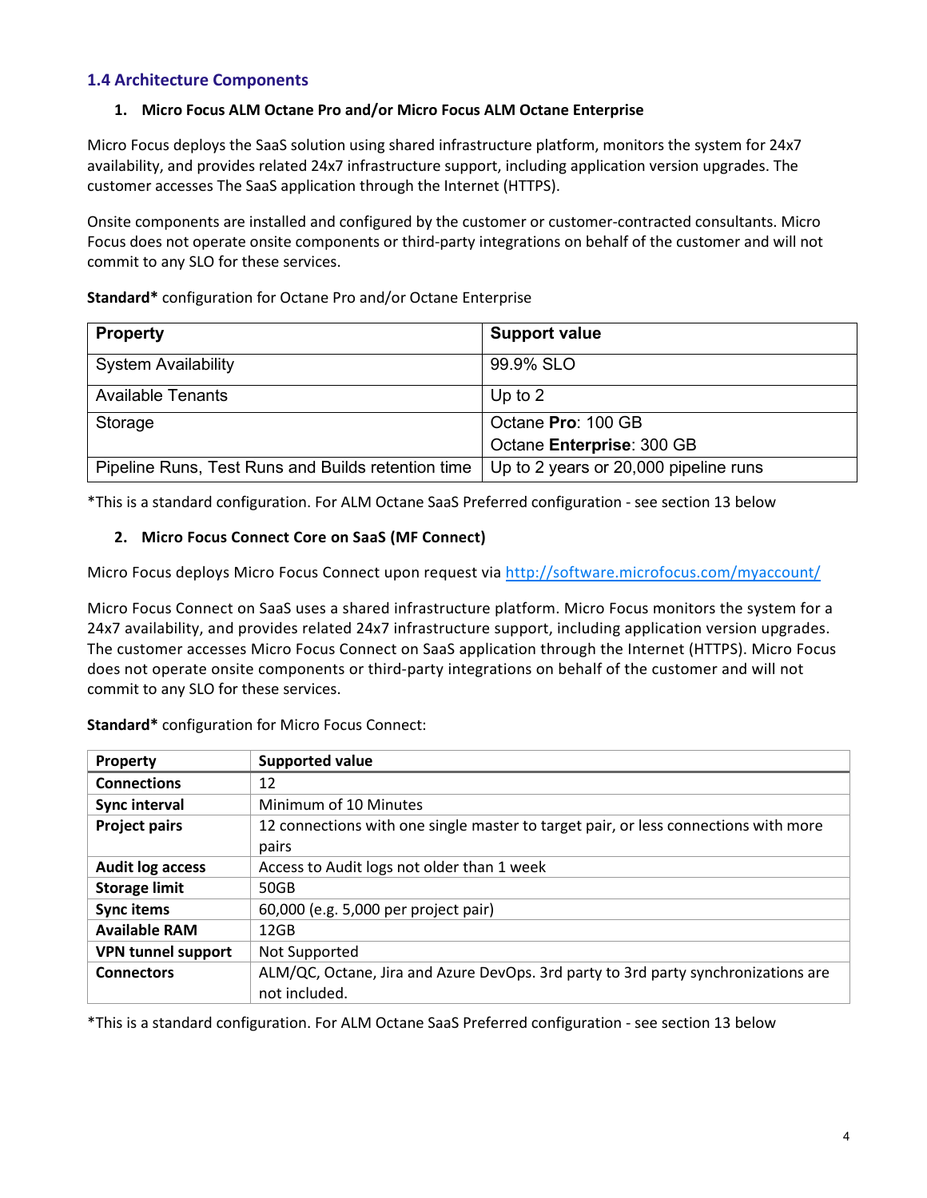### 1.4 Architecture Components

1. **Micro Focus ALM Octane Pro and/or Micro Focus ALM Octane Enterprise**

Micro Focus deploys the SaaS solution using shared infrastructure platform, monitors the system for 24x7 availability, and provides related 24x7 infrastructure support, including application version upgrades. The customer accesses The SaaS application through the Internet (HTTPS).

Onsite components are installed and configured by the customer or customer-contracted consultants. Micro Focus does not operate onsite components or third-party integrations on behalf of the customer and will not commit to any SLO for these services.

**Standard*** configuration for Octane Pro and/or Octane Enterprise

| Property | Support value |
|---|---|
| System Availability | 99.9% SLO |
| Available Tenants | Up to 2 |
| Storage | Octane **Pro**: 100 GB<br>Octane **Enterprise**: 300 GB |
| Pipeline Runs, Test Runs and Builds retention time | Up to 2 years or 20,000 pipeline runs |

*This is a standard configuration. For ALM Octane SaaS Preferred configuration - see section 13 below

2. **Micro Focus Connect Core on SaaS (MF Connect)**

Micro Focus deploys Micro Focus Connect upon request via [http://software.microfocus.com/myaccount/](http://software.microfocus.com/myaccount/)

Micro Focus Connect on SaaS uses a shared infrastructure platform. Micro Focus monitors the system for a 24x7 availability, and provides related 24x7 infrastructure support, including application version upgrades. The customer accesses Micro Focus Connect on SaaS application through the Internet (HTTPS). Micro Focus does not operate onsite components or third-party integrations on behalf of the customer and will not commit to any SLO for these services.

**Standard*** configuration for Micro Focus Connect:

| Property | Supported value |
|---|---|
| **Connections** | 12 |
| **Sync interval** | Minimum of 10 Minutes |
| **Project pairs** | 12 connections with one single master to target pair, or less connections with more pairs |
| **Audit log access** | Access to Audit logs not older than 1 week |
| **Storage limit** | 50GB |
| **Sync items** | 60,000 (e.g. 5,000 per project pair) |
| **Available RAM** | 12GB |
| **VPN tunnel support** | Not Supported |
| **Connectors** | ALM/QC, Octane, Jira and Azure DevOps. 3rd party to 3rd party synchronizations are not included. |

*This is a standard configuration. For ALM Octane SaaS Preferred configuration - see section 13 below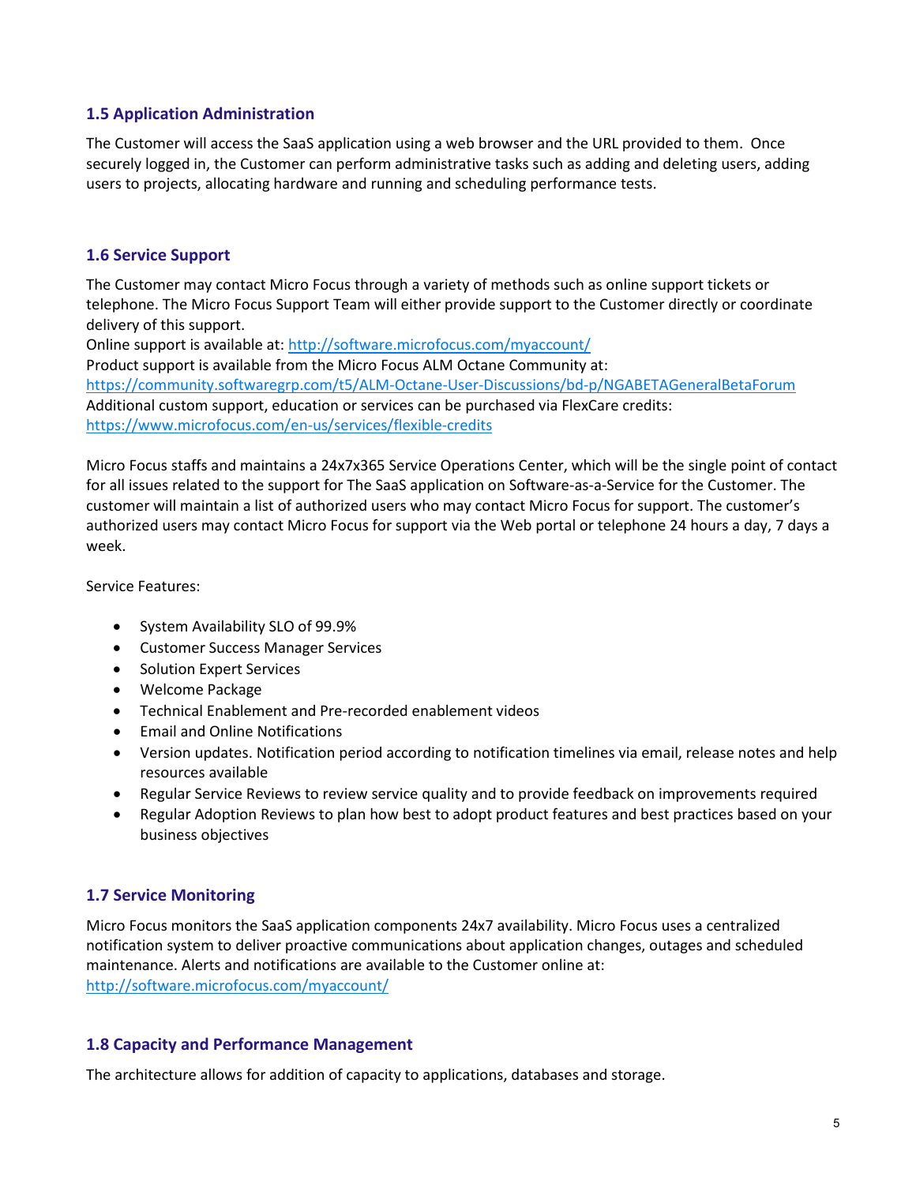## 1.5 Application Administration

The Customer will access the SaaS application using a web browser and the URL provided to them. Once securely logged in, the Customer can perform administrative tasks such as adding and deleting users, adding users to projects, allocating hardware and running and scheduling performance tests.

## 1.6 Service Support

The Customer may contact Micro Focus through a variety of methods such as online support tickets or telephone. The Micro Focus Support Team will either provide support to the Customer directly or coordinate delivery of this support.
Online support is available at: http://software.microfocus.com/myaccount/
Product support is available from the Micro Focus ALM Octane Community at: https://community.softwaregrp.com/t5/ALM-Octane-User-Discussions/bd-p/NGABETAGeneralBetaForum
Additional custom support, education or services can be purchased via FlexCare credits: https://www.microfocus.com/en-us/services/flexible-credits

Micro Focus staffs and maintains a 24x7x365 Service Operations Center, which will be the single point of contact for all issues related to the support for The SaaS application on Software-as-a-Service for the Customer. The customer will maintain a list of authorized users who may contact Micro Focus for support. The customer's authorized users may contact Micro Focus for support via the Web portal or telephone 24 hours a day, 7 days a week.

Service Features:

- System Availability SLO of 99.9%
- Customer Success Manager Services
- Solution Expert Services
- Welcome Package
- Technical Enablement and Pre-recorded enablement videos
- Email and Online Notifications
- Version updates. Notification period according to notification timelines via email, release notes and help resources available
- Regular Service Reviews to review service quality and to provide feedback on improvements required
- Regular Adoption Reviews to plan how best to adopt product features and best practices based on your business objectives

## 1.7 Service Monitoring

Micro Focus monitors the SaaS application components 24x7 availability. Micro Focus uses a centralized notification system to deliver proactive communications about application changes, outages and scheduled maintenance. Alerts and notifications are available to the Customer online at: http://software.microfocus.com/myaccount/

## 1.8 Capacity and Performance Management

The architecture allows for addition of capacity to applications, databases and storage.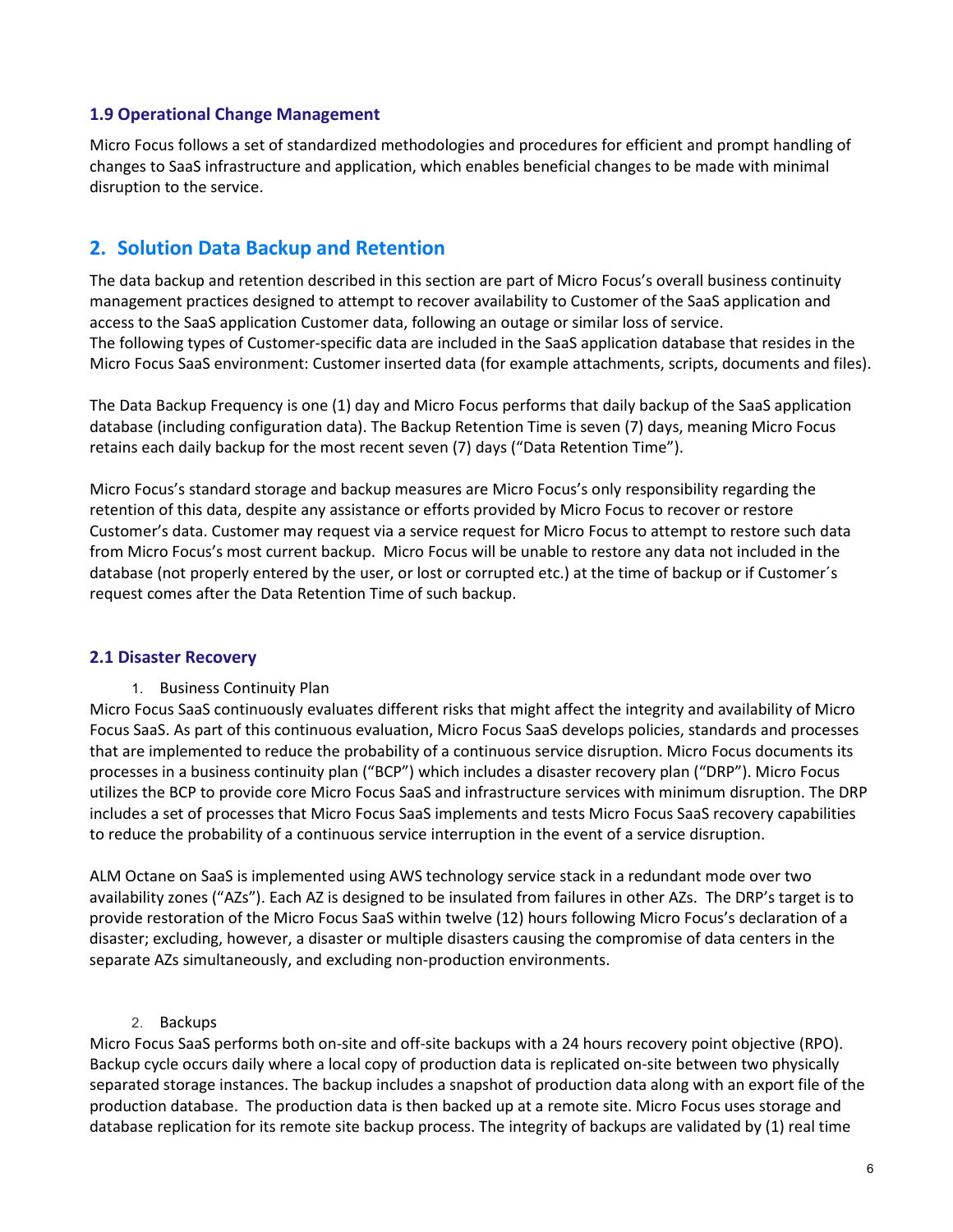### 1.9 Operational Change Management

Micro Focus follows a set of standardized methodologies and procedures for efficient and prompt handling of changes to SaaS infrastructure and application, which enables beneficial changes to be made with minimal disruption to the service.

## 2. Solution Data Backup and Retention

The data backup and retention described in this section are part of Micro Focus's overall business continuity management practices designed to attempt to recover availability to Customer of the SaaS application and access to the SaaS application Customer data, following an outage or similar loss of service.
The following types of Customer-specific data are included in the SaaS application database that resides in the Micro Focus SaaS environment: Customer inserted data (for example attachments, scripts, documents and files).

The Data Backup Frequency is one (1) day and Micro Focus performs that daily backup of the SaaS application database (including configuration data). The Backup Retention Time is seven (7) days, meaning Micro Focus retains each daily backup for the most recent seven (7) days ("Data Retention Time").

Micro Focus's standard storage and backup measures are Micro Focus's only responsibility regarding the retention of this data, despite any assistance or efforts provided by Micro Focus to recover or restore Customer's data. Customer may request via a service request for Micro Focus to attempt to restore such data from Micro Focus's most current backup. Micro Focus will be unable to restore any data not included in the database (not properly entered by the user, or lost or corrupted etc.) at the time of backup or if Customer´s request comes after the Data Retention Time of such backup.

### 2.1 Disaster Recovery

1. Business Continuity Plan

Micro Focus SaaS continuously evaluates different risks that might affect the integrity and availability of Micro Focus SaaS. As part of this continuous evaluation, Micro Focus SaaS develops policies, standards and processes that are implemented to reduce the probability of a continuous service disruption. Micro Focus documents its processes in a business continuity plan ("BCP") which includes a disaster recovery plan ("DRP"). Micro Focus utilizes the BCP to provide core Micro Focus SaaS and infrastructure services with minimum disruption. The DRP includes a set of processes that Micro Focus SaaS implements and tests Micro Focus SaaS recovery capabilities to reduce the probability of a continuous service interruption in the event of a service disruption.

ALM Octane on SaaS is implemented using AWS technology service stack in a redundant mode over two availability zones ("AZs"). Each AZ is designed to be insulated from failures in other AZs. The DRP's target is to provide restoration of the Micro Focus SaaS within twelve (12) hours following Micro Focus's declaration of a disaster; excluding, however, a disaster or multiple disasters causing the compromise of data centers in the separate AZs simultaneously, and excluding non-production environments.

2. Backups

Micro Focus SaaS performs both on-site and off-site backups with a 24 hours recovery point objective (RPO). Backup cycle occurs daily where a local copy of production data is replicated on-site between two physically separated storage instances. The backup includes a snapshot of production data along with an export file of the production database. The production data is then backed up at a remote site. Micro Focus uses storage and database replication for its remote site backup process. The integrity of backups are validated by (1) real time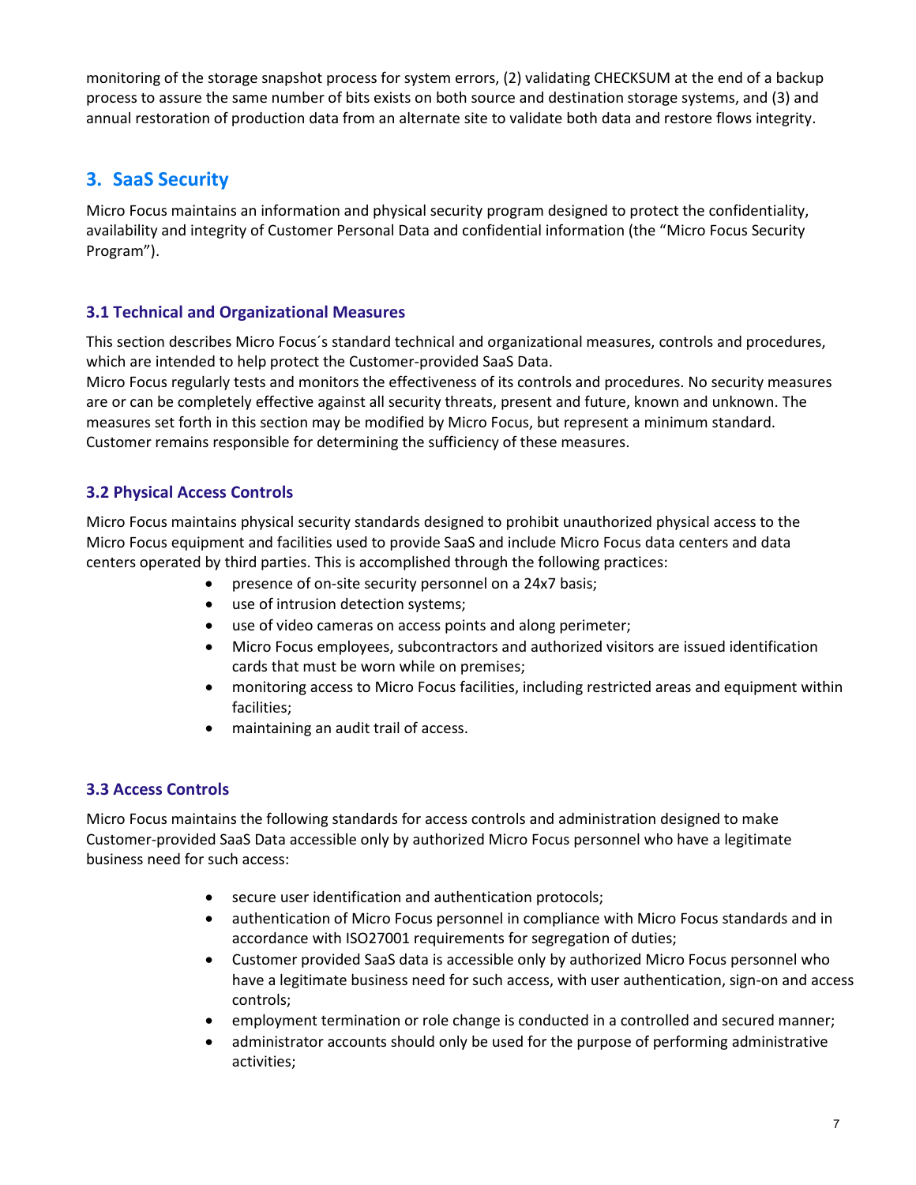monitoring of the storage snapshot process for system errors, (2) validating CHECKSUM at the end of a backup process to assure the same number of bits exists on both source and destination storage systems, and (3) and annual restoration of production data from an alternate site to validate both data and restore flows integrity.

## 3. SaaS Security

Micro Focus maintains an information and physical security program designed to protect the confidentiality, availability and integrity of Customer Personal Data and confidential information (the "Micro Focus Security Program").

### 3.1 Technical and Organizational Measures

This section describes Micro Focus´s standard technical and organizational measures, controls and procedures, which are intended to help protect the Customer-provided SaaS Data.
Micro Focus regularly tests and monitors the effectiveness of its controls and procedures. No security measures are or can be completely effective against all security threats, present and future, known and unknown. The measures set forth in this section may be modified by Micro Focus, but represent a minimum standard. Customer remains responsible for determining the sufficiency of these measures.

### 3.2 Physical Access Controls

Micro Focus maintains physical security standards designed to prohibit unauthorized physical access to the Micro Focus equipment and facilities used to provide SaaS and include Micro Focus data centers and data centers operated by third parties. This is accomplished through the following practices:

- presence of on-site security personnel on a 24x7 basis;
- use of intrusion detection systems;
- use of video cameras on access points and along perimeter;
- Micro Focus employees, subcontractors and authorized visitors are issued identification cards that must be worn while on premises;
- monitoring access to Micro Focus facilities, including restricted areas and equipment within facilities;
- maintaining an audit trail of access.

### 3.3 Access Controls

Micro Focus maintains the following standards for access controls and administration designed to make Customer-provided SaaS Data accessible only by authorized Micro Focus personnel who have a legitimate business need for such access:

- secure user identification and authentication protocols;
- authentication of Micro Focus personnel in compliance with Micro Focus standards and in accordance with ISO27001 requirements for segregation of duties;
- Customer provided SaaS data is accessible only by authorized Micro Focus personnel who have a legitimate business need for such access, with user authentication, sign-on and access controls;
- employment termination or role change is conducted in a controlled and secured manner;
- administrator accounts should only be used for the purpose of performing administrative activities;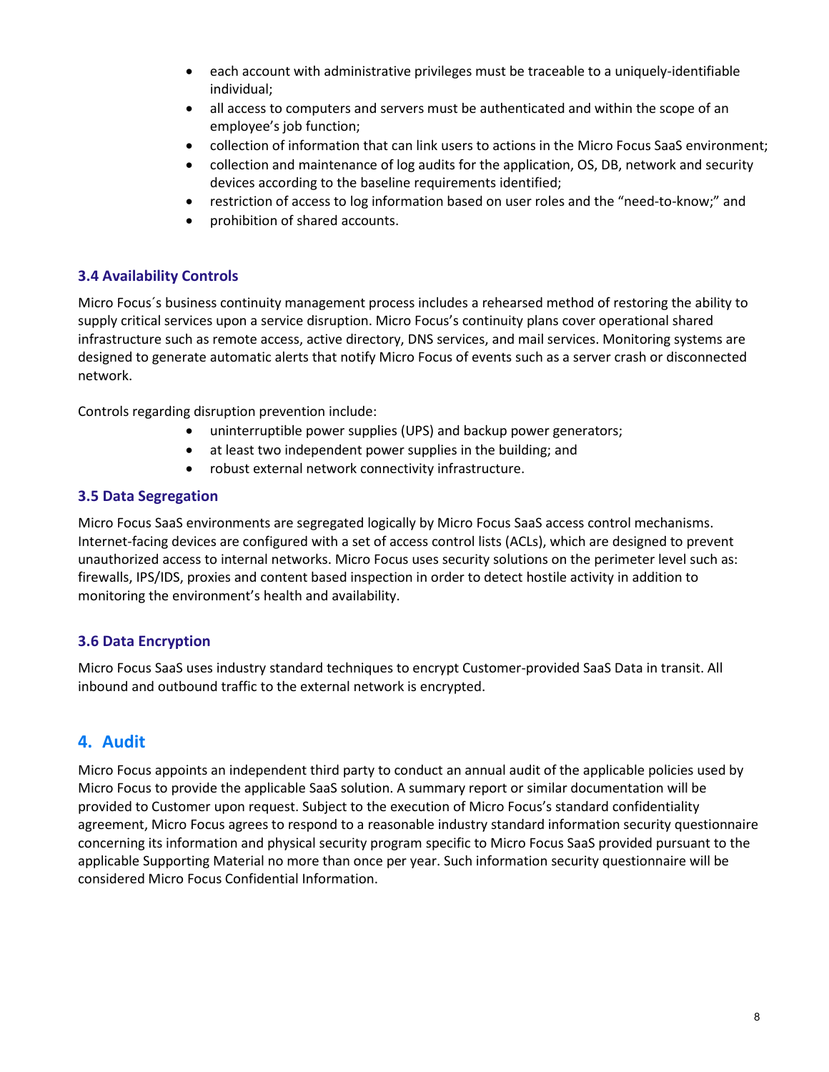- each account with administrative privileges must be traceable to a uniquely-identifiable individual;
- all access to computers and servers must be authenticated and within the scope of an employee's job function;
- collection of information that can link users to actions in the Micro Focus SaaS environment;
- collection and maintenance of log audits for the application, OS, DB, network and security devices according to the baseline requirements identified;
- restriction of access to log information based on user roles and the "need-to-know;" and
- prohibition of shared accounts.

### 3.4 Availability Controls

Micro Focus´s business continuity management process includes a rehearsed method of restoring the ability to supply critical services upon a service disruption. Micro Focus's continuity plans cover operational shared infrastructure such as remote access, active directory, DNS services, and mail services. Monitoring systems are designed to generate automatic alerts that notify Micro Focus of events such as a server crash or disconnected network.

Controls regarding disruption prevention include:

- uninterruptible power supplies (UPS) and backup power generators;
- at least two independent power supplies in the building; and
- robust external network connectivity infrastructure.

### 3.5 Data Segregation

Micro Focus SaaS environments are segregated logically by Micro Focus SaaS access control mechanisms. Internet-facing devices are configured with a set of access control lists (ACLs), which are designed to prevent unauthorized access to internal networks. Micro Focus uses security solutions on the perimeter level such as: firewalls, IPS/IDS, proxies and content based inspection in order to detect hostile activity in addition to monitoring the environment's health and availability.

### 3.6 Data Encryption

Micro Focus SaaS uses industry standard techniques to encrypt Customer-provided SaaS Data in transit. All inbound and outbound traffic to the external network is encrypted.

## 4. Audit

Micro Focus appoints an independent third party to conduct an annual audit of the applicable policies used by Micro Focus to provide the applicable SaaS solution. A summary report or similar documentation will be provided to Customer upon request. Subject to the execution of Micro Focus's standard confidentiality agreement, Micro Focus agrees to respond to a reasonable industry standard information security questionnaire concerning its information and physical security program specific to Micro Focus SaaS provided pursuant to the applicable Supporting Material no more than once per year. Such information security questionnaire will be considered Micro Focus Confidential Information.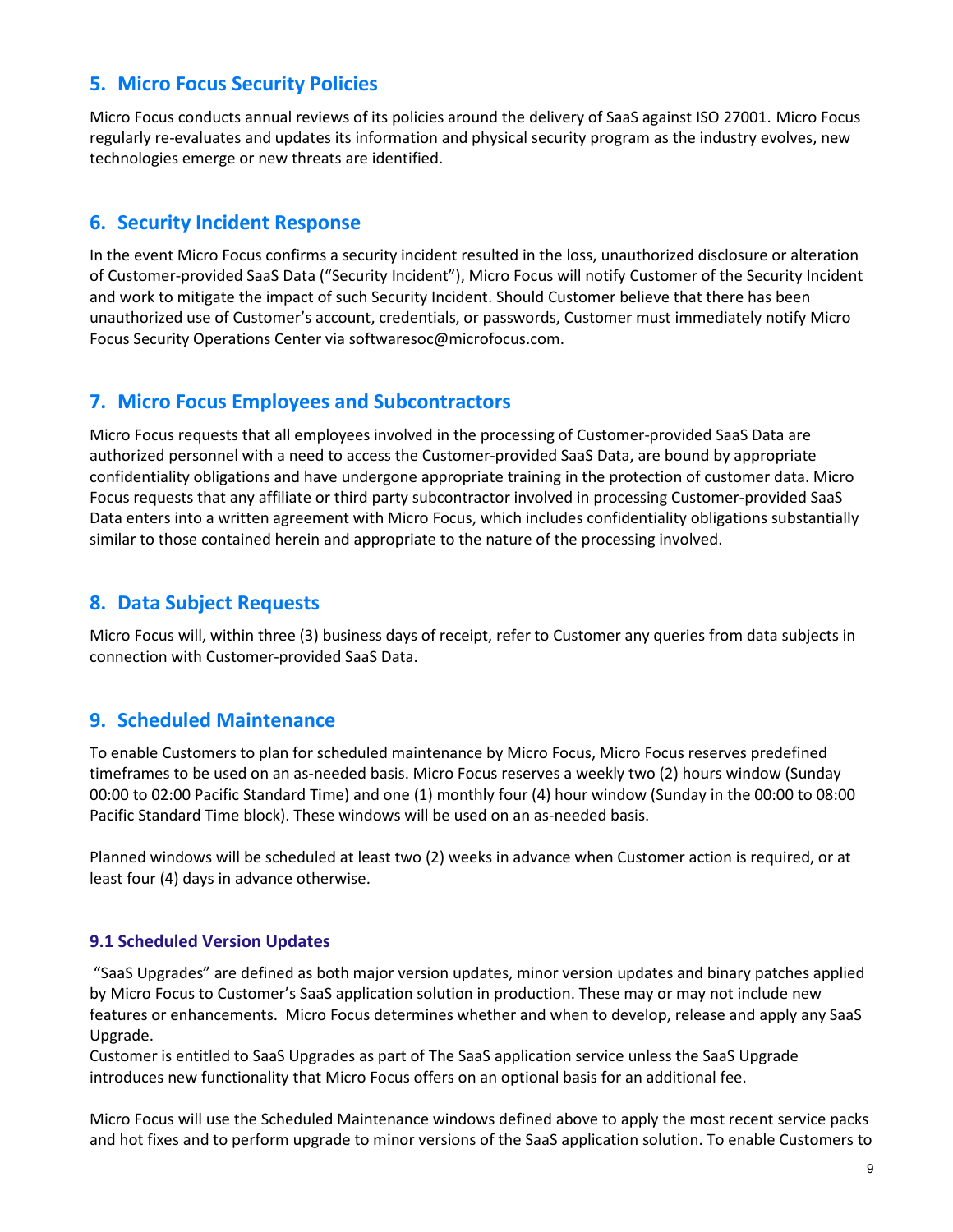## 5. Micro Focus Security Policies

Micro Focus conducts annual reviews of its policies around the delivery of SaaS against ISO 27001. Micro Focus regularly re-evaluates and updates its information and physical security program as the industry evolves, new technologies emerge or new threats are identified.

## 6. Security Incident Response

In the event Micro Focus confirms a security incident resulted in the loss, unauthorized disclosure or alteration of Customer-provided SaaS Data ("Security Incident"), Micro Focus will notify Customer of the Security Incident and work to mitigate the impact of such Security Incident. Should Customer believe that there has been unauthorized use of Customer's account, credentials, or passwords, Customer must immediately notify Micro Focus Security Operations Center via softwaresoc@microfocus.com.

## 7. Micro Focus Employees and Subcontractors

Micro Focus requests that all employees involved in the processing of Customer-provided SaaS Data are authorized personnel with a need to access the Customer-provided SaaS Data, are bound by appropriate confidentiality obligations and have undergone appropriate training in the protection of customer data. Micro Focus requests that any affiliate or third party subcontractor involved in processing Customer-provided SaaS Data enters into a written agreement with Micro Focus, which includes confidentiality obligations substantially similar to those contained herein and appropriate to the nature of the processing involved.

## 8. Data Subject Requests

Micro Focus will, within three (3) business days of receipt, refer to Customer any queries from data subjects in connection with Customer-provided SaaS Data.

## 9. Scheduled Maintenance

To enable Customers to plan for scheduled maintenance by Micro Focus, Micro Focus reserves predefined timeframes to be used on an as-needed basis. Micro Focus reserves a weekly two (2) hours window (Sunday 00:00 to 02:00 Pacific Standard Time) and one (1) monthly four (4) hour window (Sunday in the 00:00 to 08:00 Pacific Standard Time block). These windows will be used on an as-needed basis.

Planned windows will be scheduled at least two (2) weeks in advance when Customer action is required, or at least four (4) days in advance otherwise.

### 9.1 Scheduled Version Updates

"SaaS Upgrades" are defined as both major version updates, minor version updates and binary patches applied by Micro Focus to Customer's SaaS application solution in production. These may or may not include new features or enhancements. Micro Focus determines whether and when to develop, release and apply any SaaS Upgrade.

Customer is entitled to SaaS Upgrades as part of The SaaS application service unless the SaaS Upgrade introduces new functionality that Micro Focus offers on an optional basis for an additional fee.

Micro Focus will use the Scheduled Maintenance windows defined above to apply the most recent service packs and hot fixes and to perform upgrade to minor versions of the SaaS application solution. To enable Customers to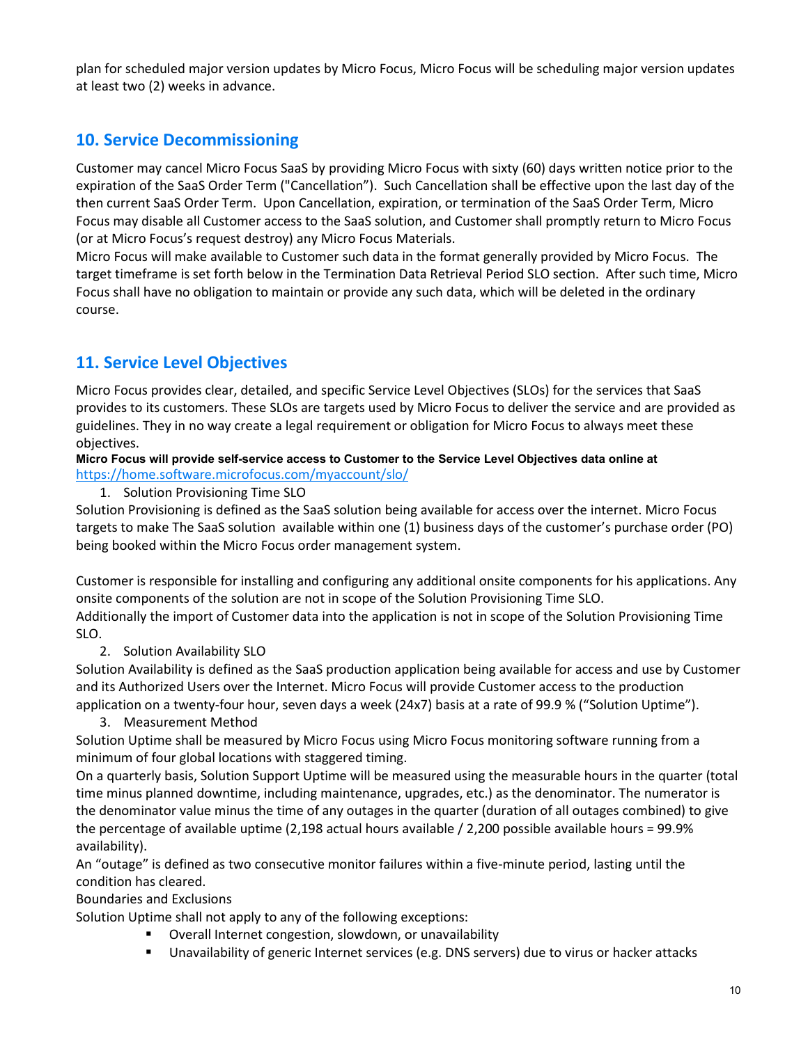plan for scheduled major version updates by Micro Focus, Micro Focus will be scheduling major version updates at least two (2) weeks in advance.

## 10. Service Decommissioning

Customer may cancel Micro Focus SaaS by providing Micro Focus with sixty (60) days written notice prior to the expiration of the SaaS Order Term ("Cancellation"). Such Cancellation shall be effective upon the last day of the then current SaaS Order Term. Upon Cancellation, expiration, or termination of the SaaS Order Term, Micro Focus may disable all Customer access to the SaaS solution, and Customer shall promptly return to Micro Focus (or at Micro Focus's request destroy) any Micro Focus Materials.
Micro Focus will make available to Customer such data in the format generally provided by Micro Focus. The target timeframe is set forth below in the Termination Data Retrieval Period SLO section. After such time, Micro Focus shall have no obligation to maintain or provide any such data, which will be deleted in the ordinary course.

## 11. Service Level Objectives

Micro Focus provides clear, detailed, and specific Service Level Objectives (SLOs) for the services that SaaS provides to its customers. These SLOs are targets used by Micro Focus to deliver the service and are provided as guidelines. They in no way create a legal requirement or obligation for Micro Focus to always meet these objectives.

**Micro Focus will provide self-service access to Customer to the Service Level Objectives data online at** https://home.software.microfocus.com/myaccount/slo/

1. Solution Provisioning Time SLO

Solution Provisioning is defined as the SaaS solution being available for access over the internet. Micro Focus targets to make The SaaS solution available within one (1) business days of the customer's purchase order (PO) being booked within the Micro Focus order management system.

Customer is responsible for installing and configuring any additional onsite components for his applications. Any onsite components of the solution are not in scope of the Solution Provisioning Time SLO.
Additionally the import of Customer data into the application is not in scope of the Solution Provisioning Time SLO.

2. Solution Availability SLO

Solution Availability is defined as the SaaS production application being available for access and use by Customer and its Authorized Users over the Internet. Micro Focus will provide Customer access to the production application on a twenty-four hour, seven days a week (24x7) basis at a rate of 99.9 % ("Solution Uptime").

3. Measurement Method

Solution Uptime shall be measured by Micro Focus using Micro Focus monitoring software running from a minimum of four global locations with staggered timing.
On a quarterly basis, Solution Support Uptime will be measured using the measurable hours in the quarter (total time minus planned downtime, including maintenance, upgrades, etc.) as the denominator. The numerator is the denominator value minus the time of any outages in the quarter (duration of all outages combined) to give the percentage of available uptime (2,198 actual hours available / 2,200 possible available hours = 99.9% availability).
An "outage" is defined as two consecutive monitor failures within a five-minute period, lasting until the condition has cleared.

Boundaries and Exclusions

Solution Uptime shall not apply to any of the following exceptions:

- Overall Internet congestion, slowdown, or unavailability
- Unavailability of generic Internet services (e.g. DNS servers) due to virus or hacker attacks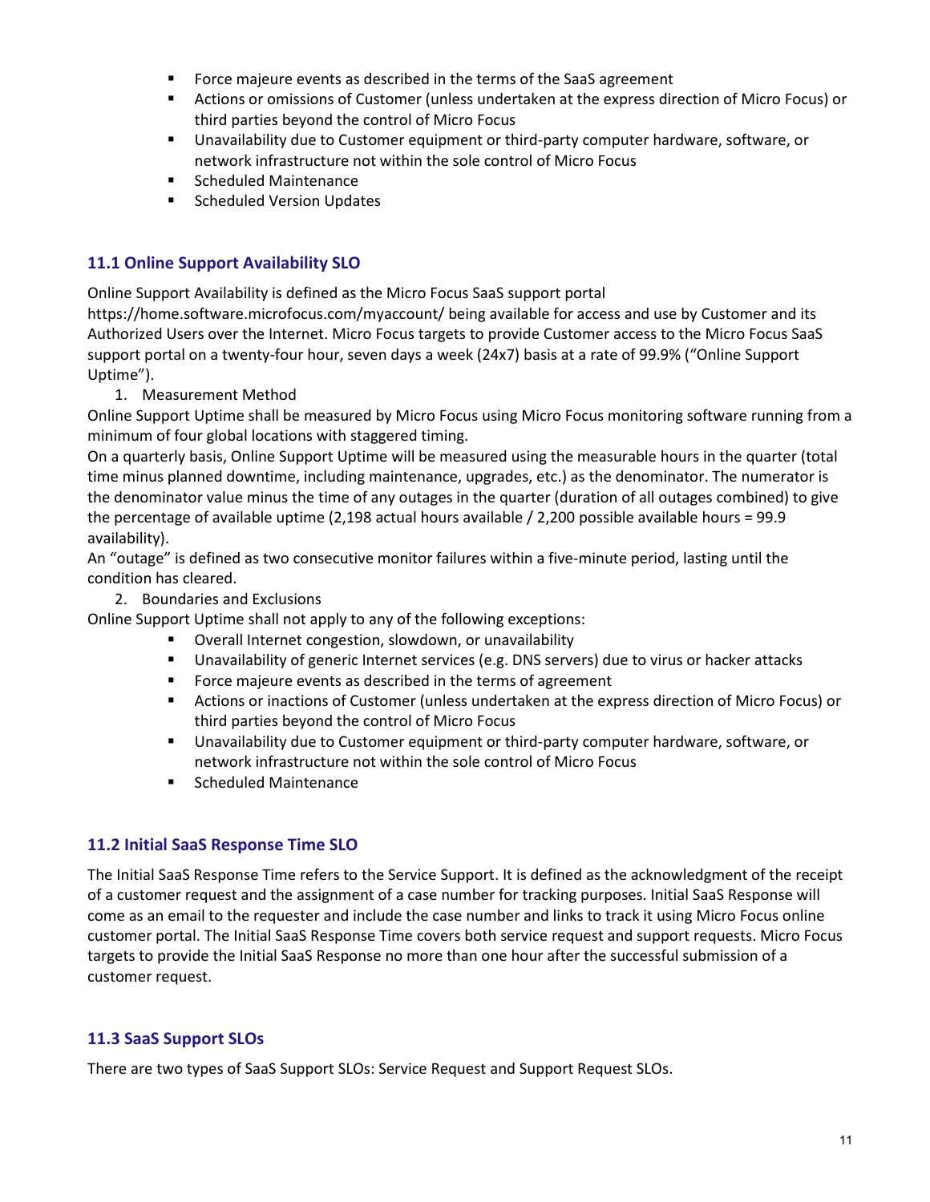- Force majeure events as described in the terms of the SaaS agreement
- Actions or omissions of Customer (unless undertaken at the express direction of Micro Focus) or third parties beyond the control of Micro Focus
- Unavailability due to Customer equipment or third-party computer hardware, software, or network infrastructure not within the sole control of Micro Focus
- Scheduled Maintenance
- Scheduled Version Updates

### 11.1 Online Support Availability SLO

Online Support Availability is defined as the Micro Focus SaaS support portal https://home.software.microfocus.com/myaccount/ being available for access and use by Customer and its Authorized Users over the Internet. Micro Focus targets to provide Customer access to the Micro Focus SaaS support portal on a twenty-four hour, seven days a week (24x7) basis at a rate of 99.9% ("Online Support Uptime").

1. Measurement Method

Online Support Uptime shall be measured by Micro Focus using Micro Focus monitoring software running from a minimum of four global locations with staggered timing.

On a quarterly basis, Online Support Uptime will be measured using the measurable hours in the quarter (total time minus planned downtime, including maintenance, upgrades, etc.) as the denominator. The numerator is the denominator value minus the time of any outages in the quarter (duration of all outages combined) to give the percentage of available uptime (2,198 actual hours available / 2,200 possible available hours = 99.9 availability).

An "outage" is defined as two consecutive monitor failures within a five-minute period, lasting until the condition has cleared.

2. Boundaries and Exclusions

Online Support Uptime shall not apply to any of the following exceptions:

- Overall Internet congestion, slowdown, or unavailability
- Unavailability of generic Internet services (e.g. DNS servers) due to virus or hacker attacks
- Force majeure events as described in the terms of agreement
- Actions or inactions of Customer (unless undertaken at the express direction of Micro Focus) or third parties beyond the control of Micro Focus
- Unavailability due to Customer equipment or third-party computer hardware, software, or network infrastructure not within the sole control of Micro Focus
- Scheduled Maintenance

### 11.2 Initial SaaS Response Time SLO

The Initial SaaS Response Time refers to the Service Support. It is defined as the acknowledgment of the receipt of a customer request and the assignment of a case number for tracking purposes. Initial SaaS Response will come as an email to the requester and include the case number and links to track it using Micro Focus online customer portal. The Initial SaaS Response Time covers both service request and support requests. Micro Focus targets to provide the Initial SaaS Response no more than one hour after the successful submission of a customer request.

### 11.3 SaaS Support SLOs

There are two types of SaaS Support SLOs: Service Request and Support Request SLOs.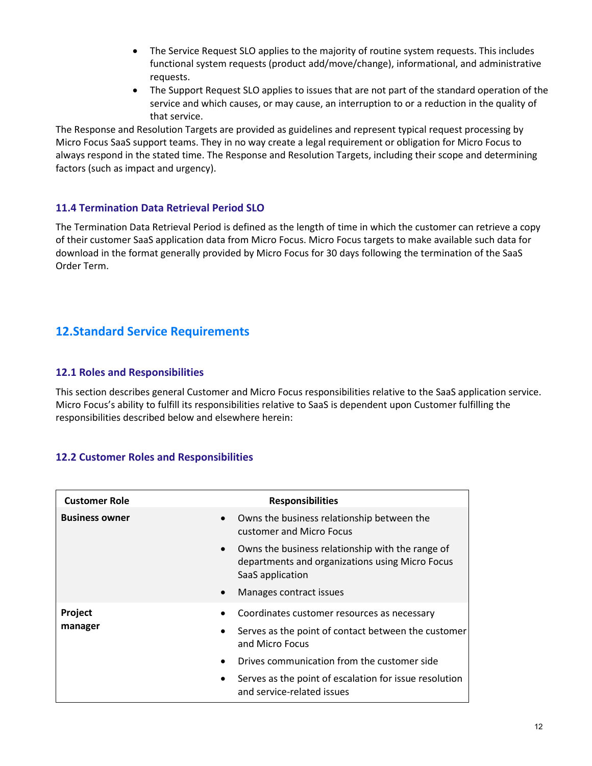- The Service Request SLO applies to the majority of routine system requests. This includes functional system requests (product add/move/change), informational, and administrative requests.
- The Support Request SLO applies to issues that are not part of the standard operation of the service and which causes, or may cause, an interruption to or a reduction in the quality of that service.

The Response and Resolution Targets are provided as guidelines and represent typical request processing by Micro Focus SaaS support teams. They in no way create a legal requirement or obligation for Micro Focus to always respond in the stated time. The Response and Resolution Targets, including their scope and determining factors (such as impact and urgency).

### 11.4 Termination Data Retrieval Period SLO

The Termination Data Retrieval Period is defined as the length of time in which the customer can retrieve a copy of their customer SaaS application data from Micro Focus. Micro Focus targets to make available such data for download in the format generally provided by Micro Focus for 30 days following the termination of the SaaS Order Term.

## 12.Standard Service Requirements

### 12.1 Roles and Responsibilities

This section describes general Customer and Micro Focus responsibilities relative to the SaaS application service. Micro Focus's ability to fulfill its responsibilities relative to SaaS is dependent upon Customer fulfilling the responsibilities described below and elsewhere herein:

### 12.2 Customer Roles and Responsibilities

| Customer Role | Responsibilities |
|---|---|
| **Business owner** | • Owns the business relationship between the customer and Micro Focus<br>• Owns the business relationship with the range of departments and organizations using Micro Focus SaaS application<br>• Manages contract issues |
| **Project manager** | • Coordinates customer resources as necessary<br>• Serves as the point of contact between the customer and Micro Focus<br>• Drives communication from the customer side<br>• Serves as the point of escalation for issue resolution and service-related issues |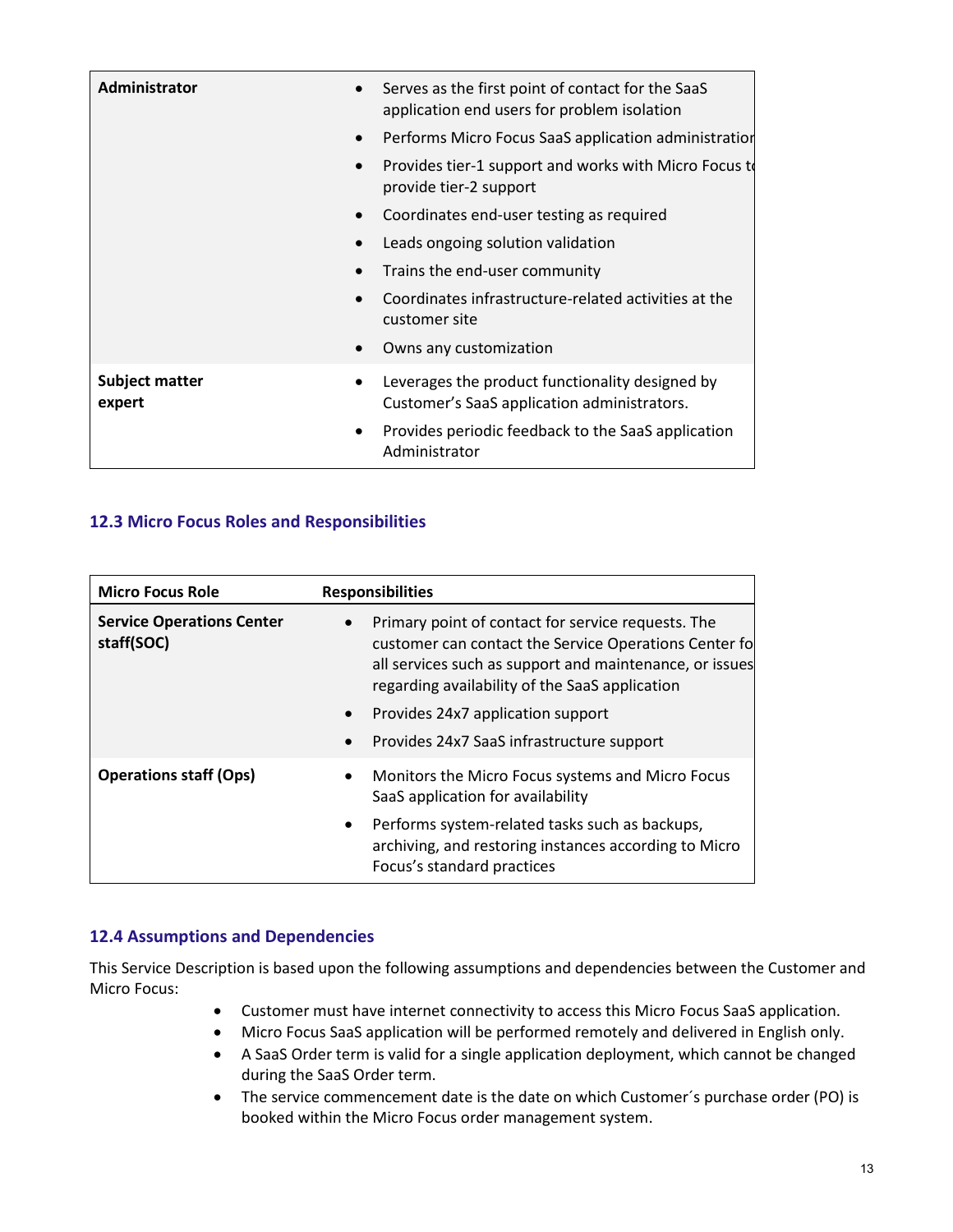| | |
|---|---|
| **Administrator** | • Serves as the first point of contact for the SaaS application end users for problem isolation<br>• Performs Micro Focus SaaS application administration<br>• Provides tier-1 support and works with Micro Focus to provide tier-2 support<br>• Coordinates end-user testing as required<br>• Leads ongoing solution validation<br>• Trains the end-user community<br>• Coordinates infrastructure-related activities at the customer site<br>• Owns any customization |
| **Subject matter expert** | • Leverages the product functionality designed by Customer's SaaS application administrators.<br>• Provides periodic feedback to the SaaS application Administrator |

### 12.3 Micro Focus Roles and Responsibilities

| Micro Focus Role | Responsibilities |
|---|---|
| **Service Operations Center staff(SOC)** | • Primary point of contact for service requests. The customer can contact the Service Operations Center for all services such as support and maintenance, or issues regarding availability of the SaaS application<br>• Provides 24x7 application support<br>• Provides 24x7 SaaS infrastructure support |
| **Operations staff (Ops)** | • Monitors the Micro Focus systems and Micro Focus SaaS application for availability<br>• Performs system-related tasks such as backups, archiving, and restoring instances according to Micro Focus's standard practices |

### 12.4 Assumptions and Dependencies

This Service Description is based upon the following assumptions and dependencies between the Customer and Micro Focus:

- Customer must have internet connectivity to access this Micro Focus SaaS application.
- Micro Focus SaaS application will be performed remotely and delivered in English only.
- A SaaS Order term is valid for a single application deployment, which cannot be changed during the SaaS Order term.
- The service commencement date is the date on which Customer´s purchase order (PO) is booked within the Micro Focus order management system.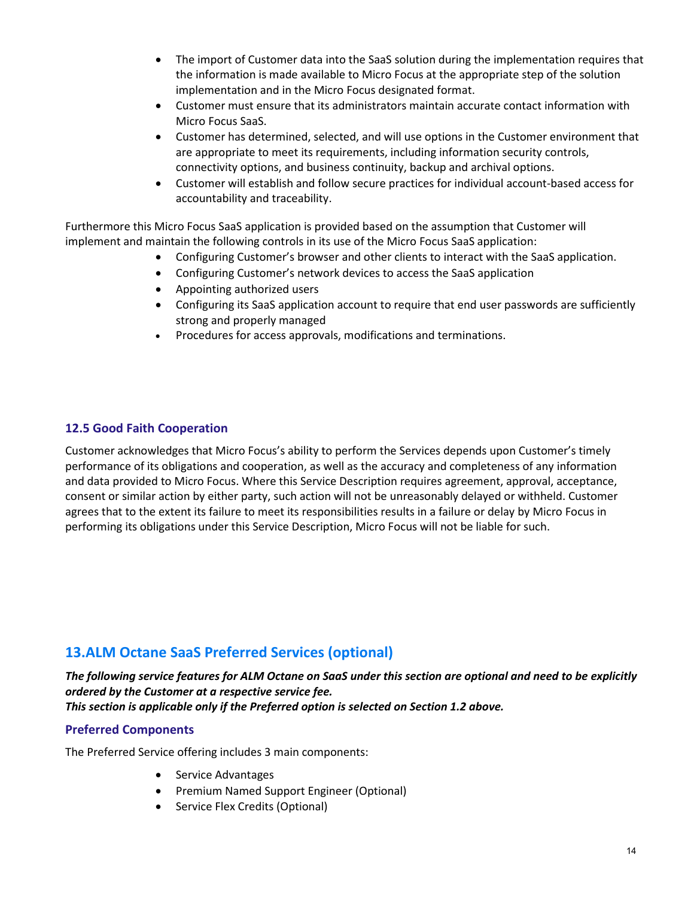- The import of Customer data into the SaaS solution during the implementation requires that the information is made available to Micro Focus at the appropriate step of the solution implementation and in the Micro Focus designated format.
- Customer must ensure that its administrators maintain accurate contact information with Micro Focus SaaS.
- Customer has determined, selected, and will use options in the Customer environment that are appropriate to meet its requirements, including information security controls, connectivity options, and business continuity, backup and archival options.
- Customer will establish and follow secure practices for individual account-based access for accountability and traceability.

Furthermore this Micro Focus SaaS application is provided based on the assumption that Customer will implement and maintain the following controls in its use of the Micro Focus SaaS application:

- Configuring Customer's browser and other clients to interact with the SaaS application.
- Configuring Customer's network devices to access the SaaS application
- Appointing authorized users
- Configuring its SaaS application account to require that end user passwords are sufficiently strong and properly managed
- Procedures for access approvals, modifications and terminations.

### 12.5 Good Faith Cooperation

Customer acknowledges that Micro Focus's ability to perform the Services depends upon Customer's timely performance of its obligations and cooperation, as well as the accuracy and completeness of any information and data provided to Micro Focus. Where this Service Description requires agreement, approval, acceptance, consent or similar action by either party, such action will not be unreasonably delayed or withheld. Customer agrees that to the extent its failure to meet its responsibilities results in a failure or delay by Micro Focus in performing its obligations under this Service Description, Micro Focus will not be liable for such.

## 13.ALM Octane SaaS Preferred Services (optional)

***The following service features for ALM Octane on SaaS under this section are optional and need to be explicitly ordered by the Customer at a respective service fee.***
***This section is applicable only if the Preferred option is selected on Section 1.2 above.***

### Preferred Components

The Preferred Service offering includes 3 main components:

- Service Advantages
- Premium Named Support Engineer (Optional)
- Service Flex Credits (Optional)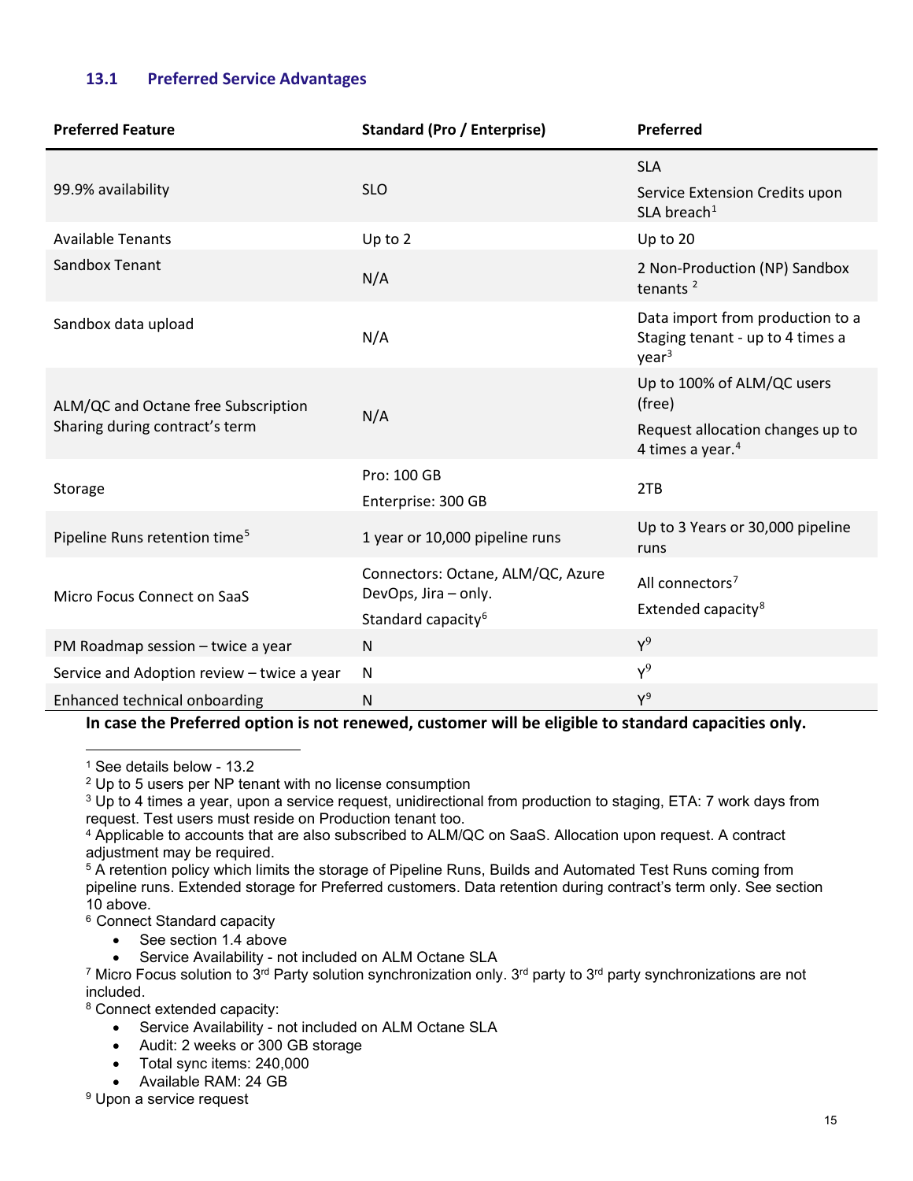### 13.1 Preferred Service Advantages

| Preferred Feature | Standard (Pro / Enterprise) | Preferred |
| --- | --- | --- |
| 99.9% availability | SLO | SLA<br>Service Extension Credits upon SLA breach[1] |
| Available Tenants | Up to 2 | Up to 20 |
| Sandbox Tenant | N/A | 2 Non-Production (NP) Sandbox tenants [2] |
| Sandbox data upload | N/A | Data import from production to a Staging tenant - up to 4 times a year[3] |
| ALM/QC and Octane free Subscription Sharing during contract's term | N/A | Up to 100% of ALM/QC users (free)<br>Request allocation changes up to 4 times a year.[4] |
| Storage | Pro: 100 GB<br>Enterprise: 300 GB | 2TB |
| Pipeline Runs retention time[5] | 1 year or 10,000 pipeline runs | Up to 3 Years or 30,000 pipeline runs |
| Micro Focus Connect on SaaS | Connectors: Octane, ALM/QC, Azure DevOps, Jira – only.<br>Standard capacity[6] | All connectors[7]<br>Extended capacity[8] |
| PM Roadmap session – twice a year | N | Y[9] |
| Service and Adoption review – twice a year | N | Y[9] |
| Enhanced technical onboarding | N | Y[9] |

**In case the Preferred option is not renewed, customer will be eligible to standard capacities only.**

---

[1] See details below - 13.2

[2] Up to 5 users per NP tenant with no license consumption

[3] Up to 4 times a year, upon a service request, unidirectional from production to staging, ETA: 7 work days from request. Test users must reside on Production tenant too.

[4] Applicable to accounts that are also subscribed to ALM/QC on SaaS. Allocation upon request. A contract adjustment may be required.

[5] A retention policy which limits the storage of Pipeline Runs, Builds and Automated Test Runs coming from pipeline runs. Extended storage for Preferred customers. Data retention during contract's term only. See section 10 above.

[6] Connect Standard capacity

- See section 1.4 above
- Service Availability - not included on ALM Octane SLA

[7] Micro Focus solution to 3rd Party solution synchronization only. 3rd party to 3rd party synchronizations are not included.

[8] Connect extended capacity:

- Service Availability - not included on ALM Octane SLA
- Audit: 2 weeks or 300 GB storage
- Total sync items: 240,000
- Available RAM: 24 GB

[9] Upon a service request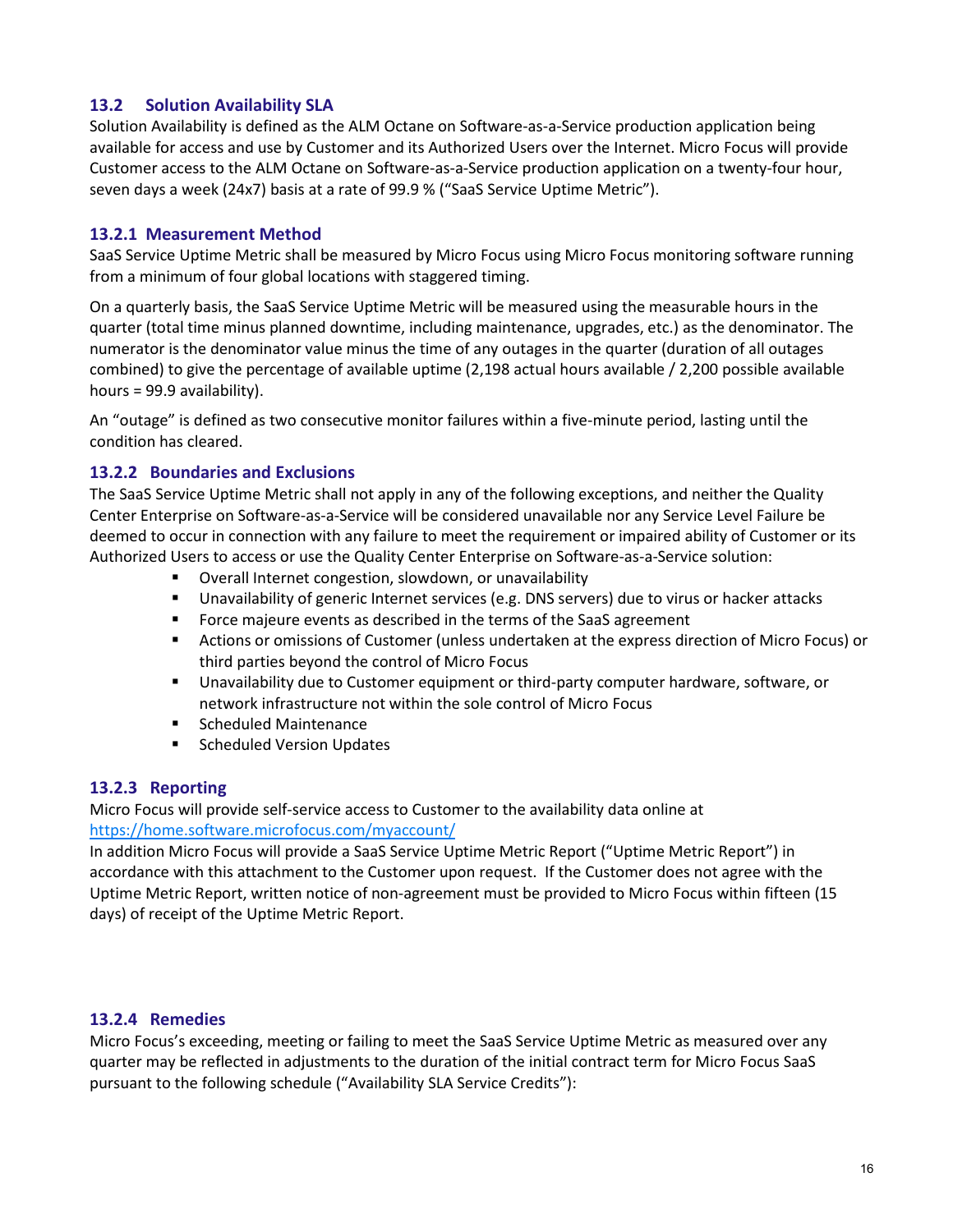### 13.2 Solution Availability SLA

Solution Availability is defined as the ALM Octane on Software-as-a-Service production application being available for access and use by Customer and its Authorized Users over the Internet. Micro Focus will provide Customer access to the ALM Octane on Software-as-a-Service production application on a twenty-four hour, seven days a week (24x7) basis at a rate of 99.9 % ("SaaS Service Uptime Metric").

#### 13.2.1 Measurement Method

SaaS Service Uptime Metric shall be measured by Micro Focus using Micro Focus monitoring software running from a minimum of four global locations with staggered timing.

On a quarterly basis, the SaaS Service Uptime Metric will be measured using the measurable hours in the quarter (total time minus planned downtime, including maintenance, upgrades, etc.) as the denominator. The numerator is the denominator value minus the time of any outages in the quarter (duration of all outages combined) to give the percentage of available uptime (2,198 actual hours available / 2,200 possible available hours = 99.9 availability).

An "outage" is defined as two consecutive monitor failures within a five-minute period, lasting until the condition has cleared.

#### 13.2.2 Boundaries and Exclusions

The SaaS Service Uptime Metric shall not apply in any of the following exceptions, and neither the Quality Center Enterprise on Software-as-a-Service will be considered unavailable nor any Service Level Failure be deemed to occur in connection with any failure to meet the requirement or impaired ability of Customer or its Authorized Users to access or use the Quality Center Enterprise on Software-as-a-Service solution:

- Overall Internet congestion, slowdown, or unavailability
- Unavailability of generic Internet services (e.g. DNS servers) due to virus or hacker attacks
- Force majeure events as described in the terms of the SaaS agreement
- Actions or omissions of Customer (unless undertaken at the express direction of Micro Focus) or third parties beyond the control of Micro Focus
- Unavailability due to Customer equipment or third-party computer hardware, software, or network infrastructure not within the sole control of Micro Focus
- Scheduled Maintenance
- Scheduled Version Updates

#### 13.2.3 Reporting

Micro Focus will provide self-service access to Customer to the availability data online at https://home.software.microfocus.com/myaccount/

In addition Micro Focus will provide a SaaS Service Uptime Metric Report ("Uptime Metric Report") in accordance with this attachment to the Customer upon request. If the Customer does not agree with the Uptime Metric Report, written notice of non-agreement must be provided to Micro Focus within fifteen (15 days) of receipt of the Uptime Metric Report.

#### 13.2.4 Remedies

Micro Focus's exceeding, meeting or failing to meet the SaaS Service Uptime Metric as measured over any quarter may be reflected in adjustments to the duration of the initial contract term for Micro Focus SaaS pursuant to the following schedule ("Availability SLA Service Credits"):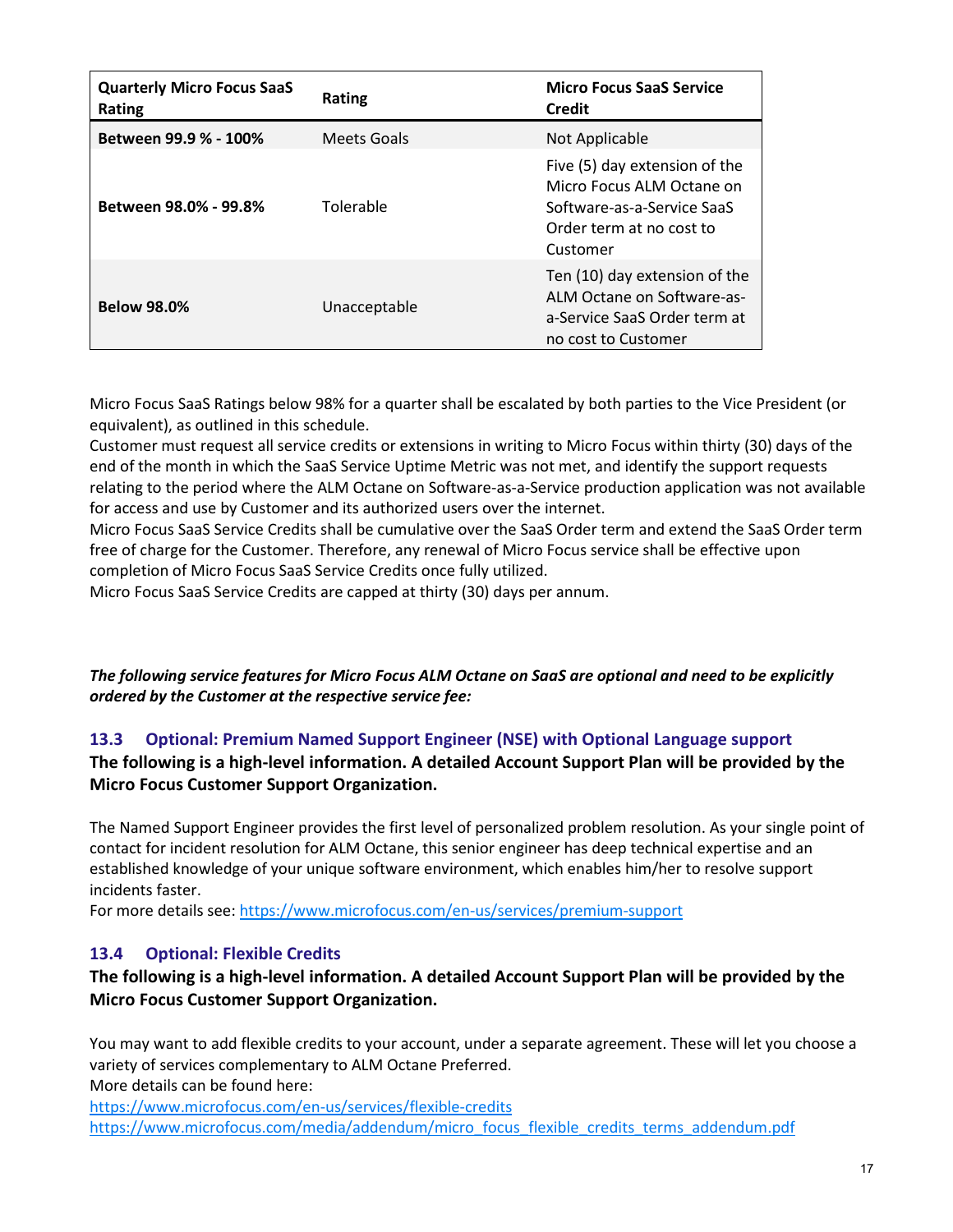| Quarterly Micro Focus SaaS Rating | Rating | Micro Focus SaaS Service Credit |
| --- | --- | --- |
| **Between 99.9 % - 100%** | Meets Goals | Not Applicable |
| **Between 98.0% - 99.8%** | Tolerable | Five (5) day extension of the Micro Focus ALM Octane on Software-as-a-Service SaaS Order term at no cost to Customer |
| **Below 98.0%** | Unacceptable | Ten (10) day extension of the ALM Octane on Software-as-a-Service SaaS Order term at no cost to Customer |

Micro Focus SaaS Ratings below 98% for a quarter shall be escalated by both parties to the Vice President (or equivalent), as outlined in this schedule.
Customer must request all service credits or extensions in writing to Micro Focus within thirty (30) days of the end of the month in which the SaaS Service Uptime Metric was not met, and identify the support requests relating to the period where the ALM Octane on Software-as-a-Service production application was not available for access and use by Customer and its authorized users over the internet.
Micro Focus SaaS Service Credits shall be cumulative over the SaaS Order term and extend the SaaS Order term free of charge for the Customer. Therefore, any renewal of Micro Focus service shall be effective upon completion of Micro Focus SaaS Service Credits once fully utilized.
Micro Focus SaaS Service Credits are capped at thirty (30) days per annum.

***The following service features for Micro Focus ALM Octane on SaaS are optional and need to be explicitly ordered by the Customer at the respective service fee:***

### 13.3 Optional: Premium Named Support Engineer (NSE) with Optional Language support

**The following is a high-level information. A detailed Account Support Plan will be provided by the Micro Focus Customer Support Organization.**

The Named Support Engineer provides the first level of personalized problem resolution. As your single point of contact for incident resolution for ALM Octane, this senior engineer has deep technical expertise and an established knowledge of your unique software environment, which enables him/her to resolve support incidents faster.
For more details see: https://www.microfocus.com/en-us/services/premium-support

### 13.4 Optional: Flexible Credits

**The following is a high-level information. A detailed Account Support Plan will be provided by the Micro Focus Customer Support Organization.**

You may want to add flexible credits to your account, under a separate agreement. These will let you choose a variety of services complementary to ALM Octane Preferred.
More details can be found here:
https://www.microfocus.com/en-us/services/flexible-credits
https://www.microfocus.com/media/addendum/micro_focus_flexible_credits_terms_addendum.pdf